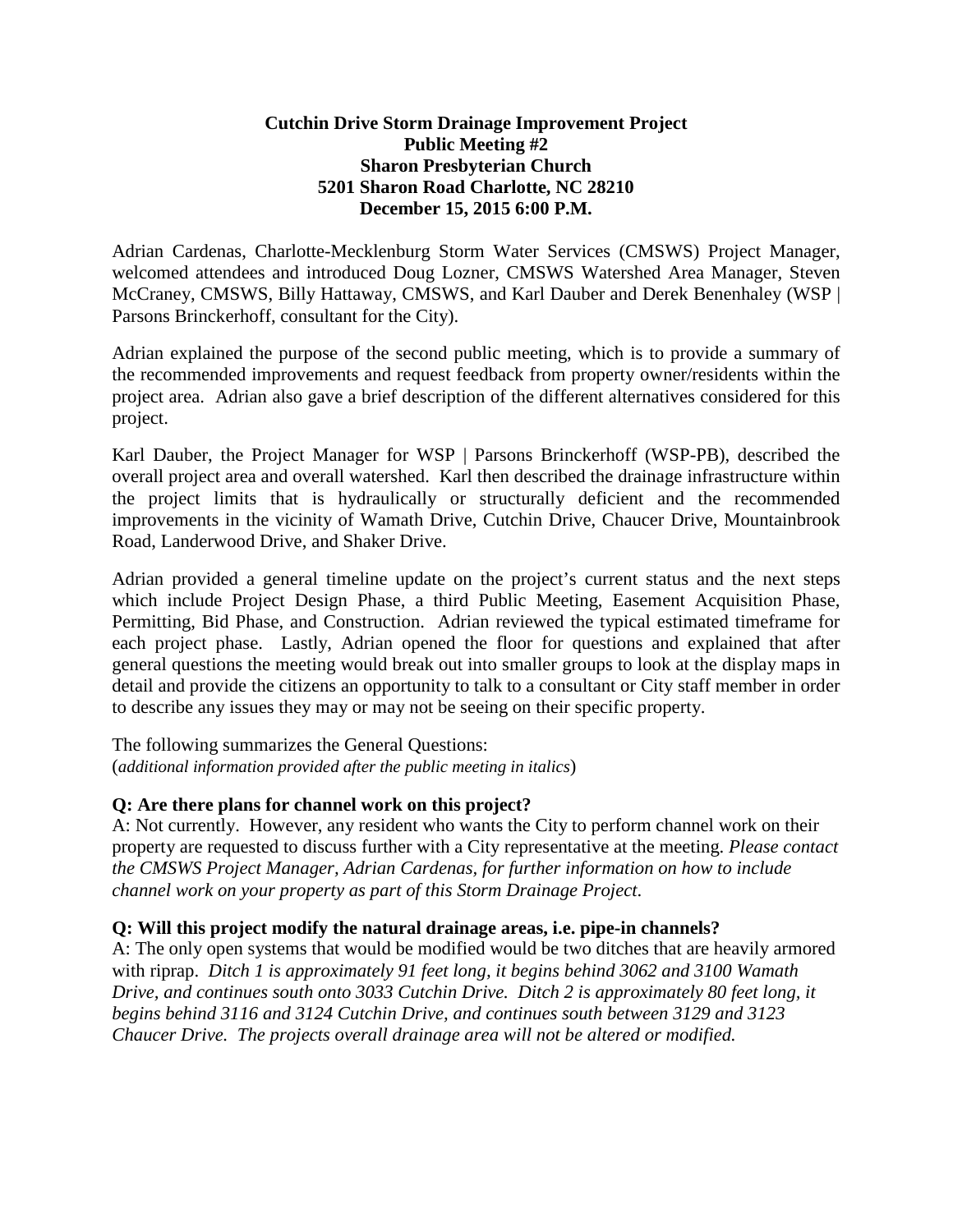**Cutchin Drive Storm Drainage Improvement Project**
**Public Meeting #2**
**Sharon Presbyterian Church**
**5201 Sharon Road Charlotte, NC 28210**
**December 15, 2015 6:00 P.M.**

Adrian Cardenas, Charlotte-Mecklenburg Storm Water Services (CMSWS) Project Manager, welcomed attendees and introduced Doug Lozner, CMSWS Watershed Area Manager, Steven McCraney, CMSWS, Billy Hattaway, CMSWS, and Karl Dauber and Derek Benenhaley (WSP | Parsons Brinckerhoff, consultant for the City).

Adrian explained the purpose of the second public meeting, which is to provide a summary of the recommended improvements and request feedback from property owner/residents within the project area. Adrian also gave a brief description of the different alternatives considered for this project.

Karl Dauber, the Project Manager for WSP | Parsons Brinckerhoff (WSP-PB), described the overall project area and overall watershed. Karl then described the drainage infrastructure within the project limits that is hydraulically or structurally deficient and the recommended improvements in the vicinity of Wamath Drive, Cutchin Drive, Chaucer Drive, Mountainbrook Road, Landerwood Drive, and Shaker Drive.

Adrian provided a general timeline update on the project's current status and the next steps which include Project Design Phase, a third Public Meeting, Easement Acquisition Phase, Permitting, Bid Phase, and Construction. Adrian reviewed the typical estimated timeframe for each project phase. Lastly, Adrian opened the floor for questions and explained that after general questions the meeting would break out into smaller groups to look at the display maps in detail and provide the citizens an opportunity to talk to a consultant or City staff member in order to describe any issues they may or may not be seeing on their specific property.

The following summarizes the General Questions:
(*additional information provided after the public meeting in italics*)

**Q: Are there plans for channel work on this project?**
A: Not currently. However, any resident who wants the City to perform channel work on their property are requested to discuss further with a City representative at the meeting. *Please contact the CMSWS Project Manager, Adrian Cardenas, for further information on how to include channel work on your property as part of this Storm Drainage Project.*

**Q: Will this project modify the natural drainage areas, i.e. pipe-in channels?**
A: The only open systems that would be modified would be two ditches that are heavily armored with riprap. *Ditch 1 is approximately 91 feet long, it begins behind 3062 and 3100 Wamath Drive, and continues south onto 3033 Cutchin Drive. Ditch 2 is approximately 80 feet long, it begins behind 3116 and 3124 Cutchin Drive, and continues south between 3129 and 3123 Chaucer Drive. The projects overall drainage area will not be altered or modified.*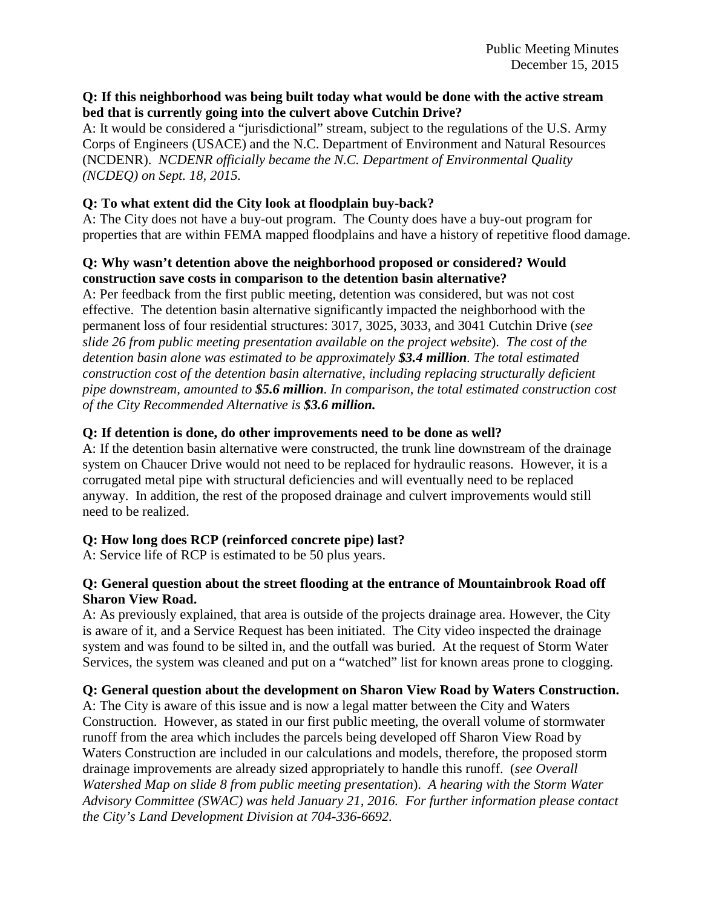**Q: If this neighborhood was being built today what would be done with the active stream bed that is currently going into the culvert above Cutchin Drive?**

A: It would be considered a "jurisdictional" stream, subject to the regulations of the U.S. Army Corps of Engineers (USACE) and the N.C. Department of Environment and Natural Resources (NCDENR). *NCDENR officially became the N.C. Department of Environmental Quality (NCDEQ) on Sept. 18, 2015.*

**Q: To what extent did the City look at floodplain buy-back?**

A: The City does not have a buy-out program. The County does have a buy-out program for properties that are within FEMA mapped floodplains and have a history of repetitive flood damage.

**Q: Why wasn't detention above the neighborhood proposed or considered? Would construction save costs in comparison to the detention basin alternative?**

A: Per feedback from the first public meeting, detention was considered, but was not cost effective. The detention basin alternative significantly impacted the neighborhood with the permanent loss of four residential structures: 3017, 3025, 3033, and 3041 Cutchin Drive (*see slide 26 from public meeting presentation available on the project website*). *The cost of the detention basin alone was estimated to be approximately **$3.4 million**. The total estimated construction cost of the detention basin alternative, including replacing structurally deficient pipe downstream, amounted to **$5.6 million**. In comparison, the total estimated construction cost of the City Recommended Alternative is **$3.6 million.***

**Q: If detention is done, do other improvements need to be done as well?**

A: If the detention basin alternative were constructed, the trunk line downstream of the drainage system on Chaucer Drive would not need to be replaced for hydraulic reasons. However, it is a corrugated metal pipe with structural deficiencies and will eventually need to be replaced anyway. In addition, the rest of the proposed drainage and culvert improvements would still need to be realized.

**Q: How long does RCP (reinforced concrete pipe) last?**

A: Service life of RCP is estimated to be 50 plus years.

**Q: General question about the street flooding at the entrance of Mountainbrook Road off Sharon View Road.**

A: As previously explained, that area is outside of the projects drainage area. However, the City is aware of it, and a Service Request has been initiated. The City video inspected the drainage system and was found to be silted in, and the outfall was buried. At the request of Storm Water Services, the system was cleaned and put on a "watched" list for known areas prone to clogging.

**Q: General question about the development on Sharon View Road by Waters Construction.**

A: The City is aware of this issue and is now a legal matter between the City and Waters Construction. However, as stated in our first public meeting, the overall volume of stormwater runoff from the area which includes the parcels being developed off Sharon View Road by Waters Construction are included in our calculations and models, therefore, the proposed storm drainage improvements are already sized appropriately to handle this runoff. (*see Overall Watershed Map on slide 8 from public meeting presentation*). *A hearing with the Storm Water Advisory Committee (SWAC) was held January 21, 2016. For further information please contact the City's Land Development Division at 704-336-6692.*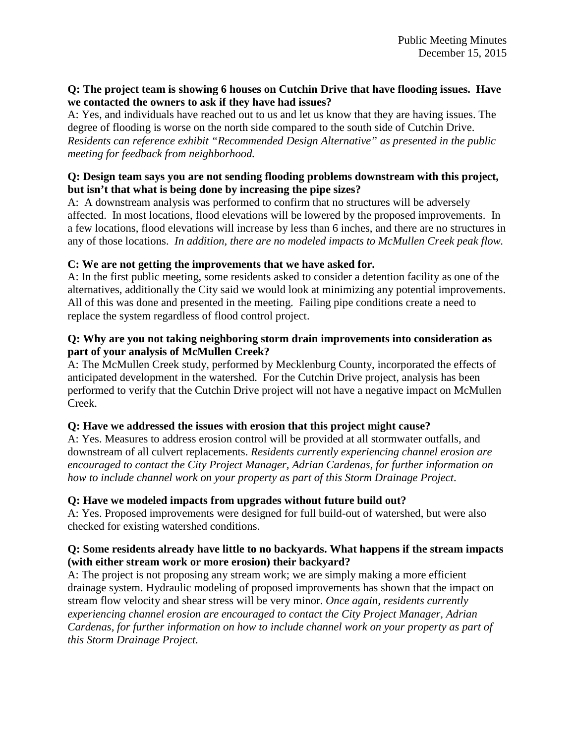**Q: The project team is showing 6 houses on Cutchin Drive that have flooding issues. Have we contacted the owners to ask if they have had issues?**

A: Yes, and individuals have reached out to us and let us know that they are having issues. The degree of flooding is worse on the north side compared to the south side of Cutchin Drive. *Residents can reference exhibit "Recommended Design Alternative" as presented in the public meeting for feedback from neighborhood.*

**Q: Design team says you are not sending flooding problems downstream with this project, but isn't that what is being done by increasing the pipe sizes?**

A: A downstream analysis was performed to confirm that no structures will be adversely affected. In most locations, flood elevations will be lowered by the proposed improvements. In a few locations, flood elevations will increase by less than 6 inches, and there are no structures in any of those locations. *In addition, there are no modeled impacts to McMullen Creek peak flow.*

**C: We are not getting the improvements that we have asked for.**

A: In the first public meeting, some residents asked to consider a detention facility as one of the alternatives, additionally the City said we would look at minimizing any potential improvements. All of this was done and presented in the meeting. Failing pipe conditions create a need to replace the system regardless of flood control project.

**Q: Why are you not taking neighboring storm drain improvements into consideration as part of your analysis of McMullen Creek?**

A: The McMullen Creek study, performed by Mecklenburg County, incorporated the effects of anticipated development in the watershed. For the Cutchin Drive project, analysis has been performed to verify that the Cutchin Drive project will not have a negative impact on McMullen Creek.

**Q: Have we addressed the issues with erosion that this project might cause?**

A: Yes. Measures to address erosion control will be provided at all stormwater outfalls, and downstream of all culvert replacements. *Residents currently experiencing channel erosion are encouraged to contact the City Project Manager, Adrian Cardenas, for further information on how to include channel work on your property as part of this Storm Drainage Project.*

**Q: Have we modeled impacts from upgrades without future build out?**

A: Yes. Proposed improvements were designed for full build-out of watershed, but were also checked for existing watershed conditions.

**Q: Some residents already have little to no backyards. What happens if the stream impacts (with either stream work or more erosion) their backyard?**

A: The project is not proposing any stream work; we are simply making a more efficient drainage system. Hydraulic modeling of proposed improvements has shown that the impact on stream flow velocity and shear stress will be very minor. *Once again, residents currently experiencing channel erosion are encouraged to contact the City Project Manager, Adrian Cardenas, for further information on how to include channel work on your property as part of this Storm Drainage Project.*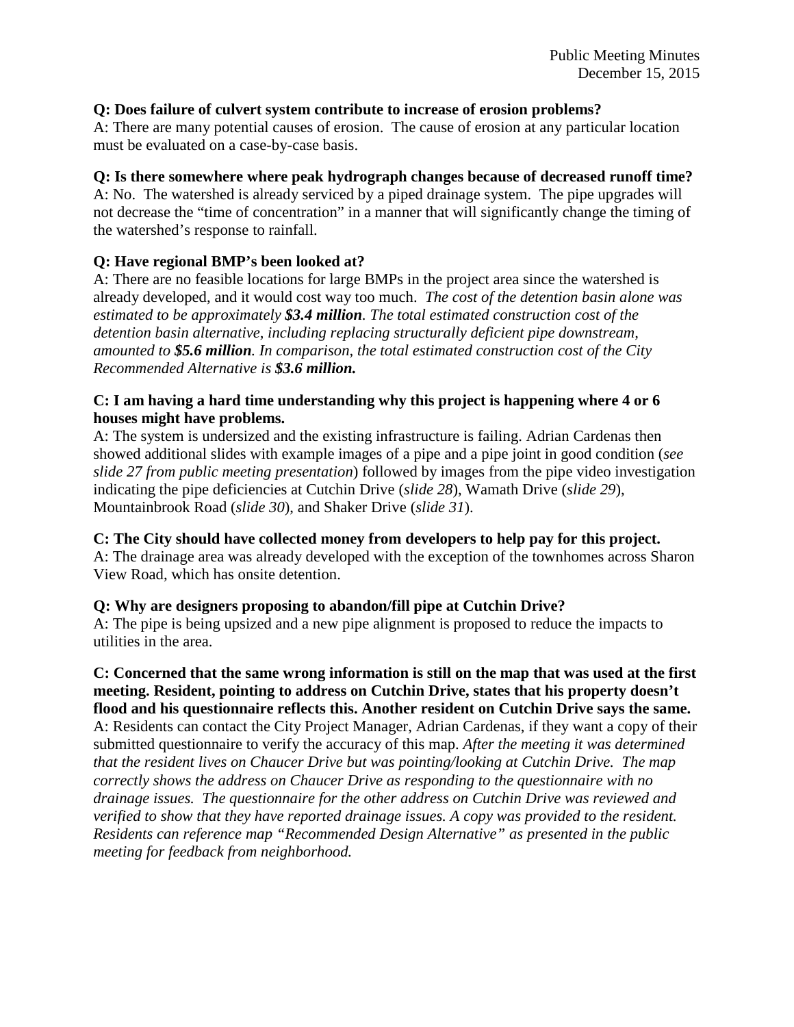**Q: Does failure of culvert system contribute to increase of erosion problems?**
A: There are many potential causes of erosion. The cause of erosion at any particular location must be evaluated on a case-by-case basis.

**Q: Is there somewhere where peak hydrograph changes because of decreased runoff time?**
A: No. The watershed is already serviced by a piped drainage system. The pipe upgrades will not decrease the "time of concentration" in a manner that will significantly change the timing of the watershed's response to rainfall.

**Q: Have regional BMP's been looked at?**
A: There are no feasible locations for large BMPs in the project area since the watershed is already developed, and it would cost way too much. *The cost of the detention basin alone was estimated to be approximately **$3.4 million**. The total estimated construction cost of the detention basin alternative, including replacing structurally deficient pipe downstream, amounted to **$5.6 million**. In comparison, the total estimated construction cost of the City Recommended Alternative is **$3.6 million.***

**C: I am having a hard time understanding why this project is happening where 4 or 6 houses might have problems.**
A: The system is undersized and the existing infrastructure is failing. Adrian Cardenas then showed additional slides with example images of a pipe and a pipe joint in good condition (*see slide 27 from public meeting presentation*) followed by images from the pipe video investigation indicating the pipe deficiencies at Cutchin Drive (*slide 28*), Wamath Drive (*slide 29*), Mountainbrook Road (*slide 30*), and Shaker Drive (*slide 31*).

**C: The City should have collected money from developers to help pay for this project.**
A: The drainage area was already developed with the exception of the townhomes across Sharon View Road, which has onsite detention.

**Q: Why are designers proposing to abandon/fill pipe at Cutchin Drive?**
A: The pipe is being upsized and a new pipe alignment is proposed to reduce the impacts to utilities in the area.

**C: Concerned that the same wrong information is still on the map that was used at the first meeting. Resident, pointing to address on Cutchin Drive, states that his property doesn't flood and his questionnaire reflects this. Another resident on Cutchin Drive says the same.**
A: Residents can contact the City Project Manager, Adrian Cardenas, if they want a copy of their submitted questionnaire to verify the accuracy of this map. *After the meeting it was determined that the resident lives on Chaucer Drive but was pointing/looking at Cutchin Drive. The map correctly shows the address on Chaucer Drive as responding to the questionnaire with no drainage issues. The questionnaire for the other address on Cutchin Drive was reviewed and verified to show that they have reported drainage issues. A copy was provided to the resident. Residents can reference map "Recommended Design Alternative" as presented in the public meeting for feedback from neighborhood.*